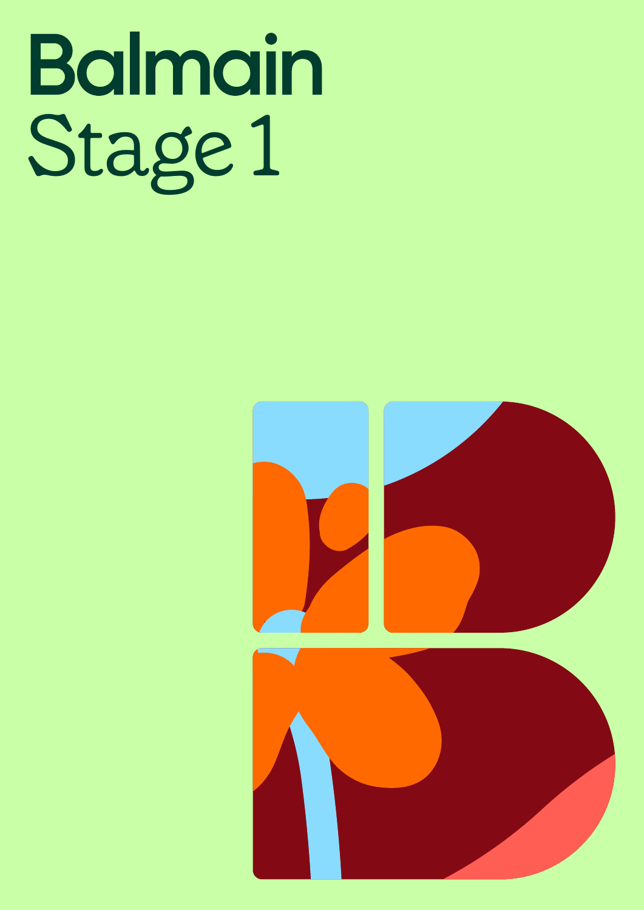# Balmain

## Stage 1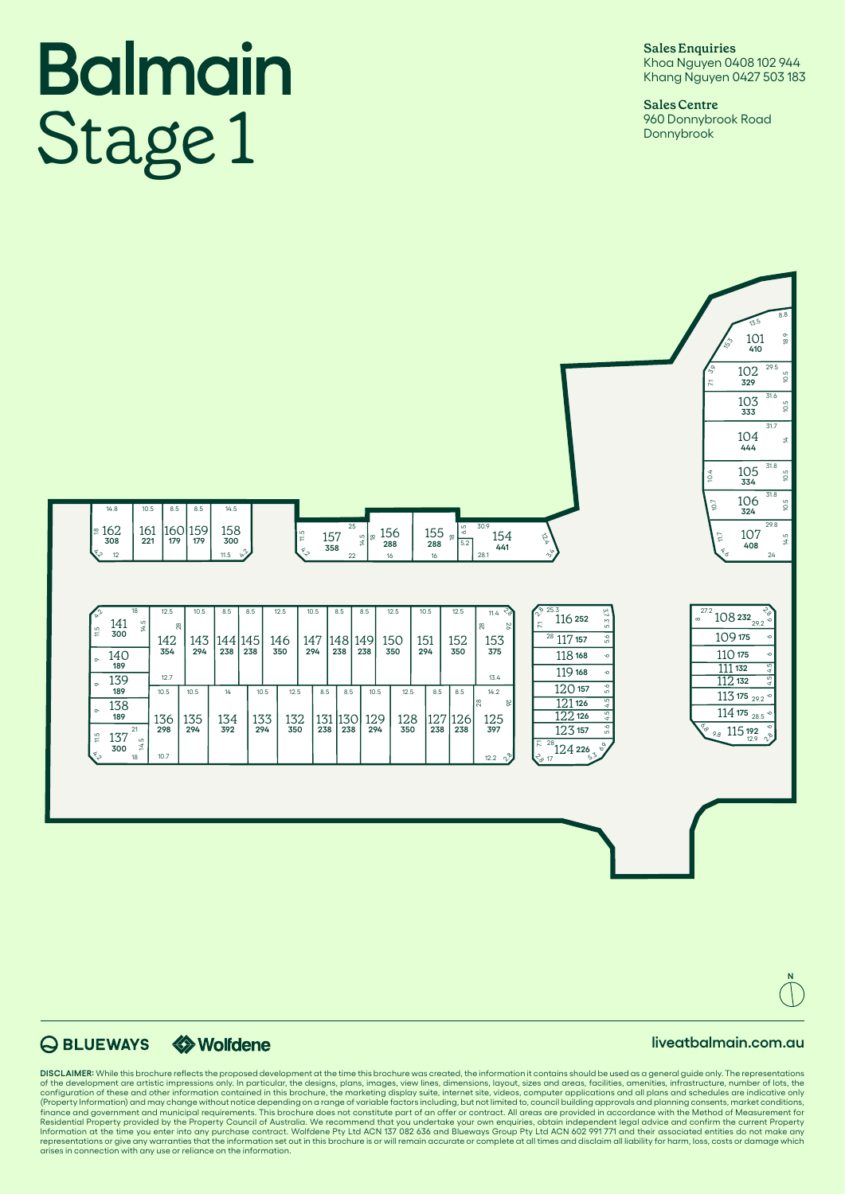# Balmain
# Stage 1

**Sales Enquiries**
Khoa Nguyen 0408 102 944
Khang Nguyen 0427 503 183

**Sales Centre**
960 Donnybrook Road
Donnybrook

101 410
102 329
103 333
104 444
105 334
106 324
107 408
108 232
109 175
110 175
111 132
112 132
113 175
114 175
115 192
116 252
117 157
118 168
119 168
120 157
121 126
122 126
123 157
124 226
125 397
126 238
127 238
128 350
129 294
130 238
131 238
132 350
133 294
134 392
135 294
136 298
137 300
138 189
139 189
140 189
141 300
142 354
143 294
144 238
145 238
146 350
147 294
148 238
149 238
150 350
151 294
152 350
153 375
154 441
155 288
156 288
157 358
158 300
159 179
160 179
161 221
162 308

N

BLUEWAYS Wolfdene

liveatbalmain.com.au

**DISCLAIMER:** While this brochure reflects the proposed development at the time this brochure was created, the information it contains should be used as a general guide only. The representations of the development are artistic impressions only. In particular, the designs, plans, images, view lines, dimensions, layout, sizes and areas, facilities, amenities, infrastructure, number of lots, the configuration of these and other information contained in this brochure, the marketing display suite, internet site, videos, computer applications and all plans and schedules are indicative only (Property Information) and may change without notice depending on a range of variable factors including, but not limited to, council building approvals and planning consents, market conditions, finance and government and municipal requirements. This brochure does not constitute part of an offer or contract. All areas are provided in accordance with the Method of Measurement for Residential Property provided by the Property Council of Australia. We recommend that you undertake your own enquiries, obtain independent legal advice and confirm the current Property Information at the time you enter into any purchase contract. Wolfdene Pty Ltd ACN 137 082 636 and Blueways Group Pty Ltd ACN 602 991 771 and their associated entities do not make any representations or give any warranties that the information set out in this brochure is or will remain accurate or complete at all times and disclaim all liability for harm, loss, costs or damage which arises in connection with any use or reliance on the information.